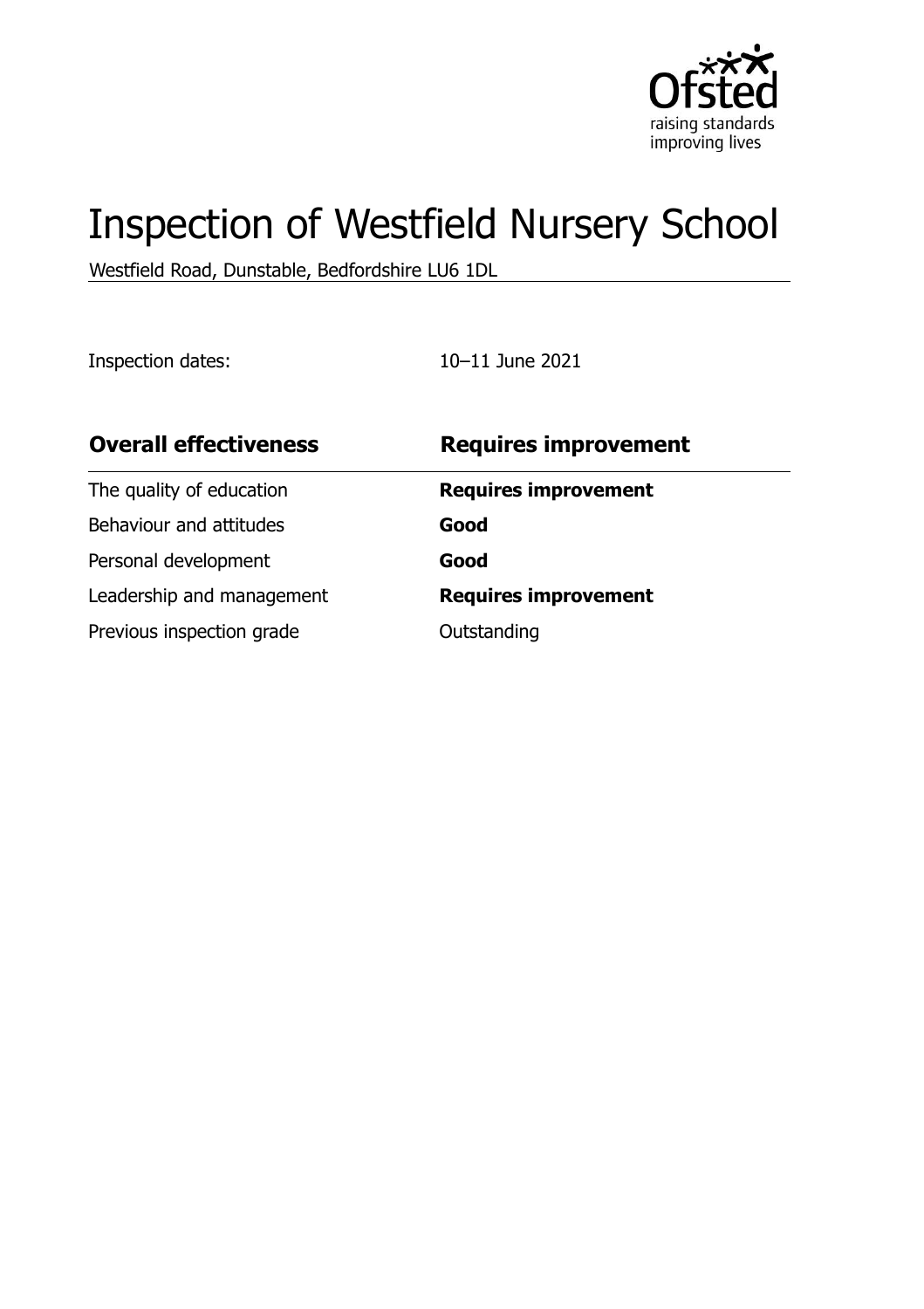# Inspection of Westfield Nursery School

Westfield Road, Dunstable, Bedfordshire LU6 1DL

Inspection dates: 10–11 June 2021

| **Overall effectiveness** | **Requires improvement** |
| --- | --- |
| The quality of education | **Requires improvement** |
| Behaviour and attitudes | **Good** |
| Personal development | **Good** |
| Leadership and management | **Requires improvement** |
| Previous inspection grade | Outstanding |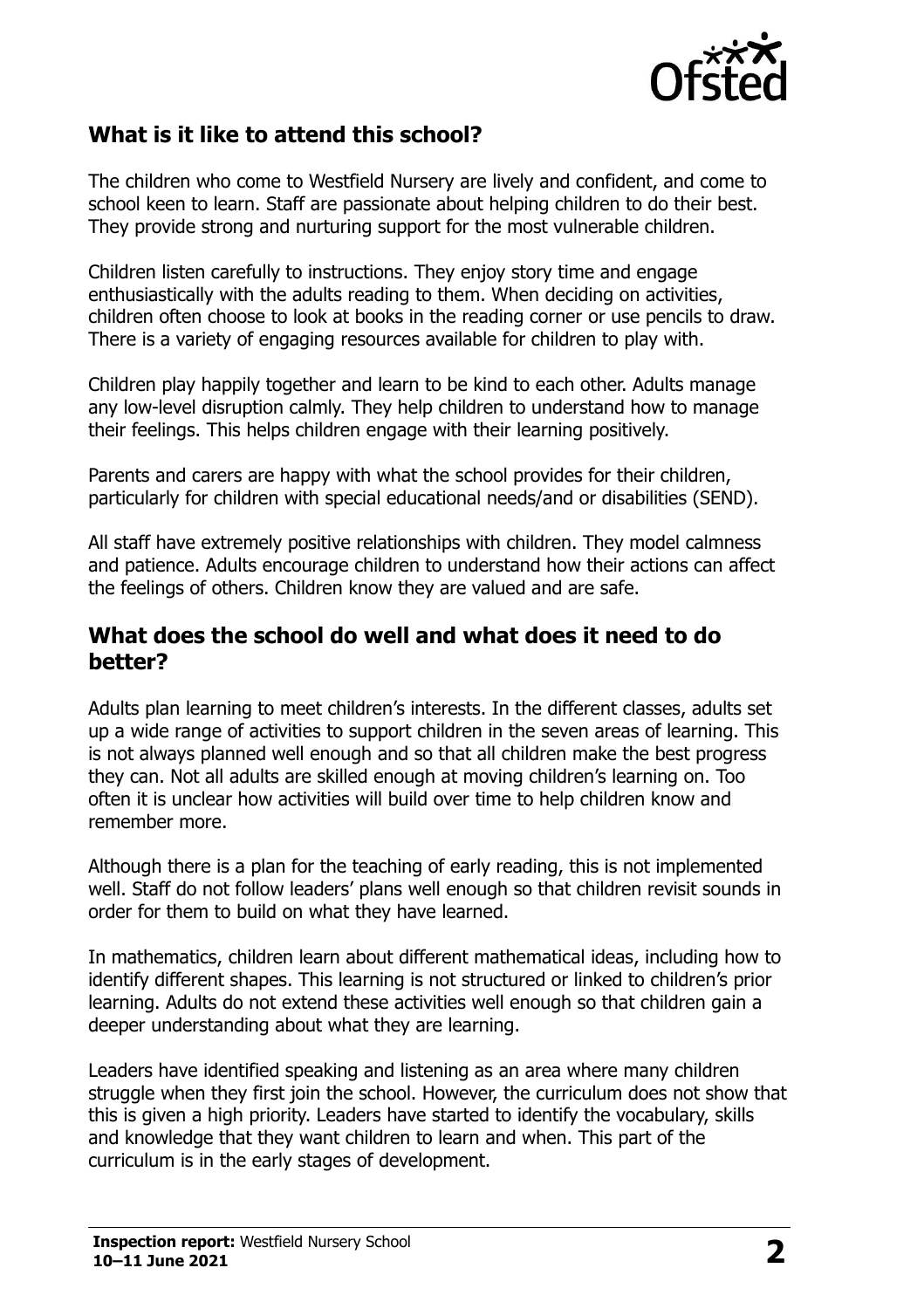## What is it like to attend this school?

The children who come to Westfield Nursery are lively and confident, and come to school keen to learn. Staff are passionate about helping children to do their best. They provide strong and nurturing support for the most vulnerable children.

Children listen carefully to instructions. They enjoy story time and engage enthusiastically with the adults reading to them. When deciding on activities, children often choose to look at books in the reading corner or use pencils to draw. There is a variety of engaging resources available for children to play with.

Children play happily together and learn to be kind to each other. Adults manage any low-level disruption calmly. They help children to understand how to manage their feelings. This helps children engage with their learning positively.

Parents and carers are happy with what the school provides for their children, particularly for children with special educational needs/and or disabilities (SEND).

All staff have extremely positive relationships with children. They model calmness and patience. Adults encourage children to understand how their actions can affect the feelings of others. Children know they are valued and are safe.

## What does the school do well and what does it need to do better?

Adults plan learning to meet children's interests. In the different classes, adults set up a wide range of activities to support children in the seven areas of learning. This is not always planned well enough and so that all children make the best progress they can. Not all adults are skilled enough at moving children's learning on. Too often it is unclear how activities will build over time to help children know and remember more.

Although there is a plan for the teaching of early reading, this is not implemented well. Staff do not follow leaders' plans well enough so that children revisit sounds in order for them to build on what they have learned.

In mathematics, children learn about different mathematical ideas, including how to identify different shapes. This learning is not structured or linked to children's prior learning. Adults do not extend these activities well enough so that children gain a deeper understanding about what they are learning.

Leaders have identified speaking and listening as an area where many children struggle when they first join the school. However, the curriculum does not show that this is given a high priority. Leaders have started to identify the vocabulary, skills and knowledge that they want children to learn and when. This part of the curriculum is in the early stages of development.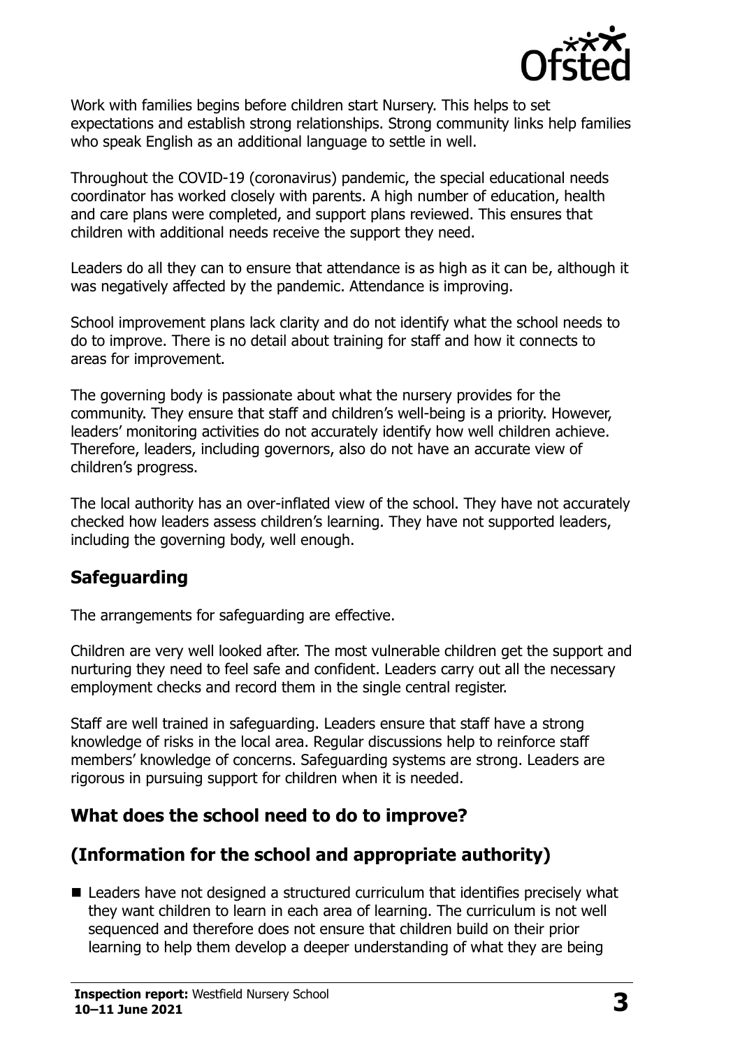Work with families begins before children start Nursery. This helps to set expectations and establish strong relationships. Strong community links help families who speak English as an additional language to settle in well.

Throughout the COVID-19 (coronavirus) pandemic, the special educational needs coordinator has worked closely with parents. A high number of education, health and care plans were completed, and support plans reviewed. This ensures that children with additional needs receive the support they need.

Leaders do all they can to ensure that attendance is as high as it can be, although it was negatively affected by the pandemic. Attendance is improving.

School improvement plans lack clarity and do not identify what the school needs to do to improve. There is no detail about training for staff and how it connects to areas for improvement.

The governing body is passionate about what the nursery provides for the community. They ensure that staff and children's well-being is a priority. However, leaders' monitoring activities do not accurately identify how well children achieve. Therefore, leaders, including governors, also do not have an accurate view of children's progress.

The local authority has an over-inflated view of the school. They have not accurately checked how leaders assess children's learning. They have not supported leaders, including the governing body, well enough.

## Safeguarding

The arrangements for safeguarding are effective.

Children are very well looked after. The most vulnerable children get the support and nurturing they need to feel safe and confident. Leaders carry out all the necessary employment checks and record them in the single central register.

Staff are well trained in safeguarding. Leaders ensure that staff have a strong knowledge of risks in the local area. Regular discussions help to reinforce staff members' knowledge of concerns. Safeguarding systems are strong. Leaders are rigorous in pursuing support for children when it is needed.

## What does the school need to do to improve?

## (Information for the school and appropriate authority)

- Leaders have not designed a structured curriculum that identifies precisely what they want children to learn in each area of learning. The curriculum is not well sequenced and therefore does not ensure that children build on their prior learning to help them develop a deeper understanding of what they are being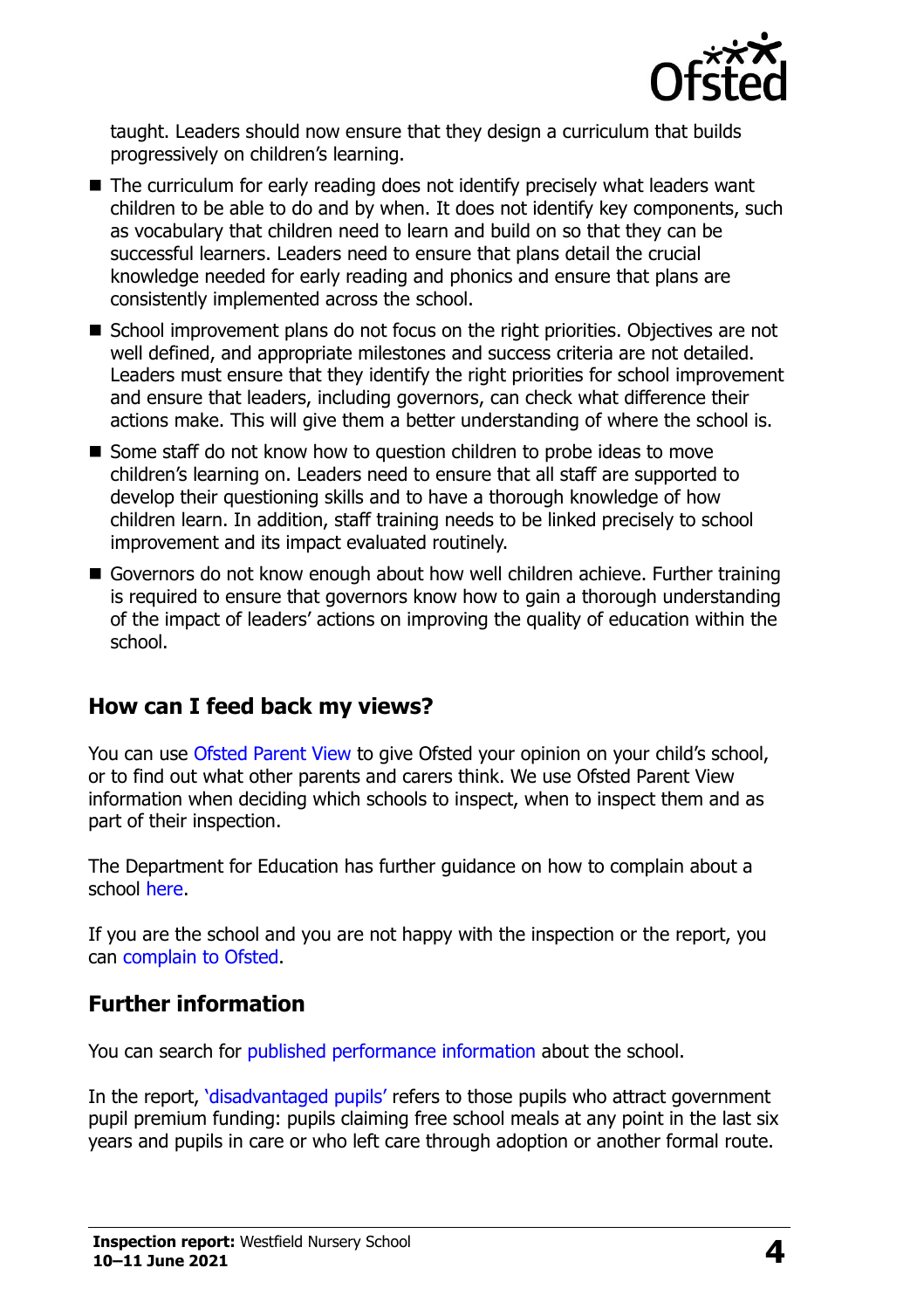taught. Leaders should now ensure that they design a curriculum that builds progressively on children's learning.

- The curriculum for early reading does not identify precisely what leaders want children to be able to do and by when. It does not identify key components, such as vocabulary that children need to learn and build on so that they can be successful learners. Leaders need to ensure that plans detail the crucial knowledge needed for early reading and phonics and ensure that plans are consistently implemented across the school.
- School improvement plans do not focus on the right priorities. Objectives are not well defined, and appropriate milestones and success criteria are not detailed. Leaders must ensure that they identify the right priorities for school improvement and ensure that leaders, including governors, can check what difference their actions make. This will give them a better understanding of where the school is.
- Some staff do not know how to question children to probe ideas to move children's learning on. Leaders need to ensure that all staff are supported to develop their questioning skills and to have a thorough knowledge of how children learn. In addition, staff training needs to be linked precisely to school improvement and its impact evaluated routinely.
- Governors do not know enough about how well children achieve. Further training is required to ensure that governors know how to gain a thorough understanding of the impact of leaders' actions on improving the quality of education within the school.

## How can I feed back my views?

You can use Ofsted Parent View to give Ofsted your opinion on your child's school, or to find out what other parents and carers think. We use Ofsted Parent View information when deciding which schools to inspect, when to inspect them and as part of their inspection.

The Department for Education has further guidance on how to complain about a school here.

If you are the school and you are not happy with the inspection or the report, you can complain to Ofsted.

## Further information

You can search for published performance information about the school.

In the report, 'disadvantaged pupils' refers to those pupils who attract government pupil premium funding: pupils claiming free school meals at any point in the last six years and pupils in care or who left care through adoption or another formal route.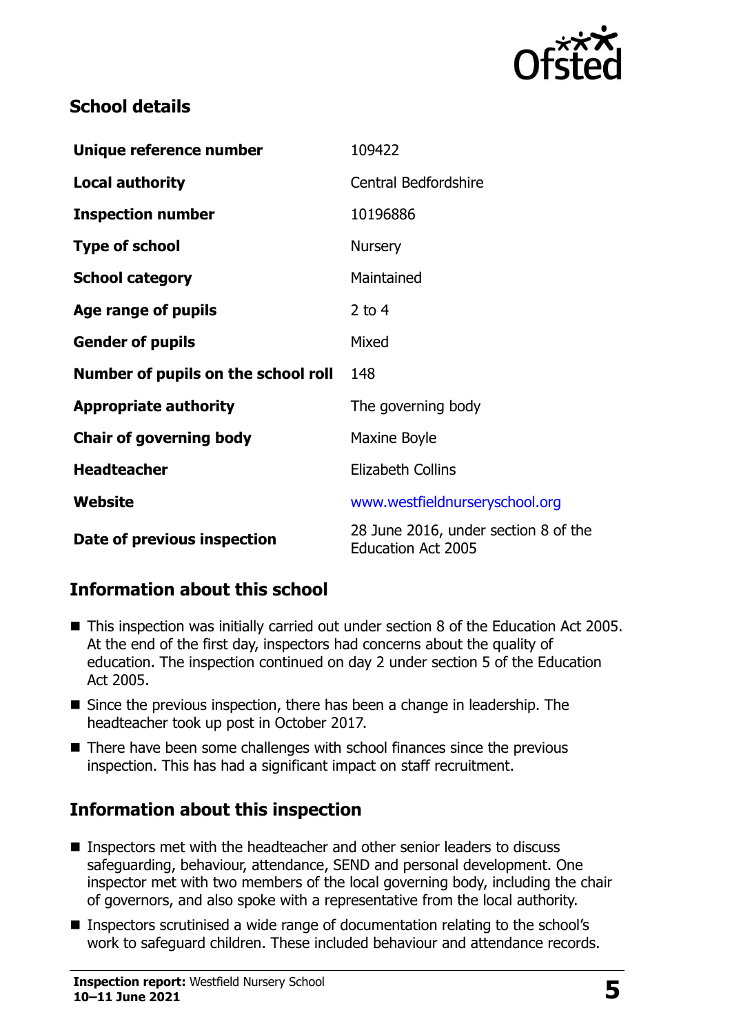## School details

| Unique reference number | 109422 |
| --- | --- |
| Local authority | Central Bedfordshire |
| Inspection number | 10196886 |
| Type of school | Nursery |
| School category | Maintained |
| Age range of pupils | 2 to 4 |
| Gender of pupils | Mixed |
| Number of pupils on the school roll | 148 |
| Appropriate authority | The governing body |
| Chair of governing body | Maxine Boyle |
| Headteacher | Elizabeth Collins |
| Website | www.westfieldnurseryschool.org |
| Date of previous inspection | 28 June 2016, under section 8 of the Education Act 2005 |

## Information about this school

- This inspection was initially carried out under section 8 of the Education Act 2005. At the end of the first day, inspectors had concerns about the quality of education. The inspection continued on day 2 under section 5 of the Education Act 2005.
- Since the previous inspection, there has been a change in leadership. The headteacher took up post in October 2017.
- There have been some challenges with school finances since the previous inspection. This has had a significant impact on staff recruitment.

## Information about this inspection

- Inspectors met with the headteacher and other senior leaders to discuss safeguarding, behaviour, attendance, SEND and personal development. One inspector met with two members of the local governing body, including the chair of governors, and also spoke with a representative from the local authority.
- Inspectors scrutinised a wide range of documentation relating to the school's work to safeguard children. These included behaviour and attendance records.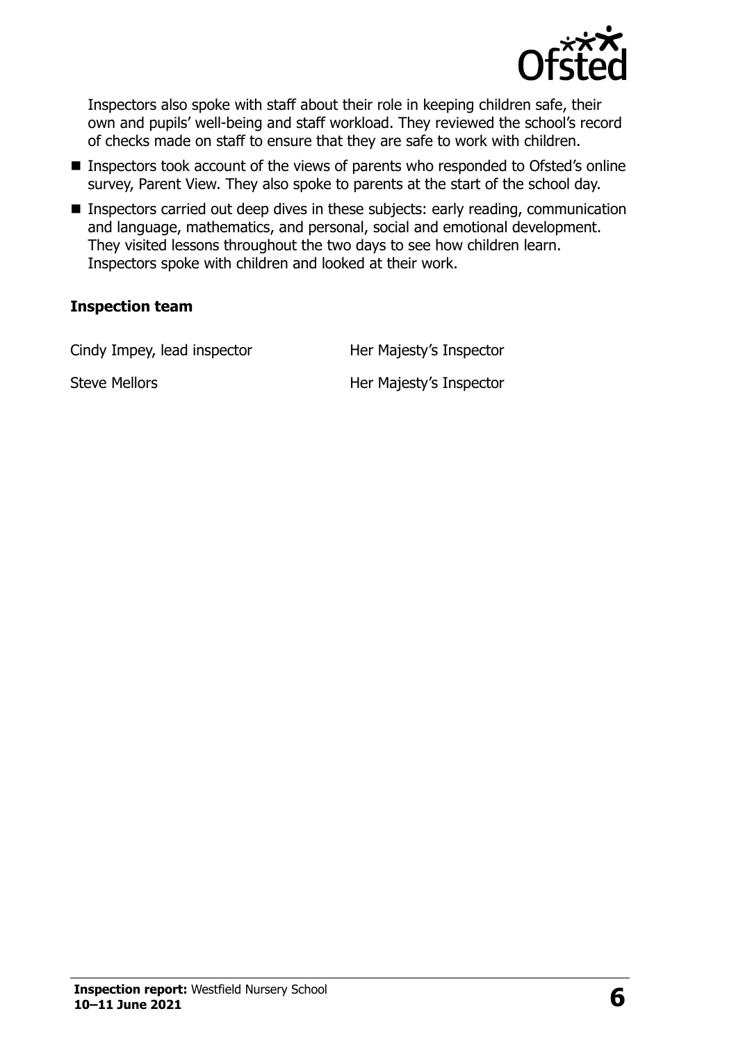Inspectors also spoke with staff about their role in keeping children safe, their own and pupils' well-being and staff workload. They reviewed the school's record of checks made on staff to ensure that they are safe to work with children.

- Inspectors took account of the views of parents who responded to Ofsted's online survey, Parent View. They also spoke to parents at the start of the school day.
- Inspectors carried out deep dives in these subjects: early reading, communication and language, mathematics, and personal, social and emotional development. They visited lessons throughout the two days to see how children learn. Inspectors spoke with children and looked at their work.

**Inspection team**

| | |
|---|---|
| Cindy Impey, lead inspector | Her Majesty's Inspector |
| Steve Mellors | Her Majesty's Inspector |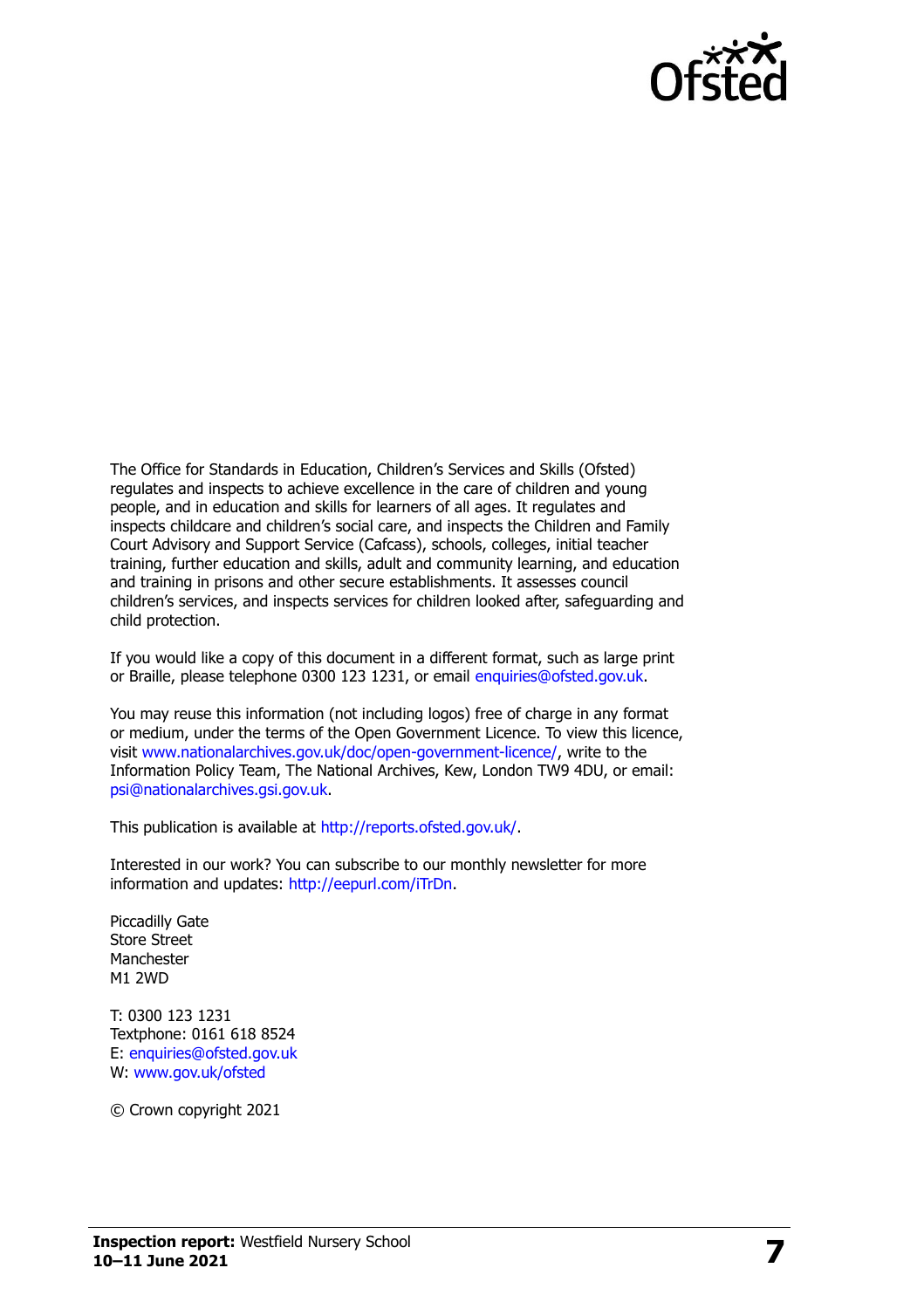The Office for Standards in Education, Children's Services and Skills (Ofsted) regulates and inspects to achieve excellence in the care of children and young people, and in education and skills for learners of all ages. It regulates and inspects childcare and children's social care, and inspects the Children and Family Court Advisory and Support Service (Cafcass), schools, colleges, initial teacher training, further education and skills, adult and community learning, and education and training in prisons and other secure establishments. It assesses council children's services, and inspects services for children looked after, safeguarding and child protection.

If you would like a copy of this document in a different format, such as large print or Braille, please telephone 0300 123 1231, or email enquiries@ofsted.gov.uk.

You may reuse this information (not including logos) free of charge in any format or medium, under the terms of the Open Government Licence. To view this licence, visit www.nationalarchives.gov.uk/doc/open-government-licence/, write to the Information Policy Team, The National Archives, Kew, London TW9 4DU, or email: psi@nationalarchives.gsi.gov.uk.

This publication is available at http://reports.ofsted.gov.uk/.

Interested in our work? You can subscribe to our monthly newsletter for more information and updates: http://eepurl.com/iTrDn.

Piccadilly Gate
Store Street
Manchester
M1 2WD

T: 0300 123 1231
Textphone: 0161 618 8524
E: enquiries@ofsted.gov.uk
W: www.gov.uk/ofsted

© Crown copyright 2021